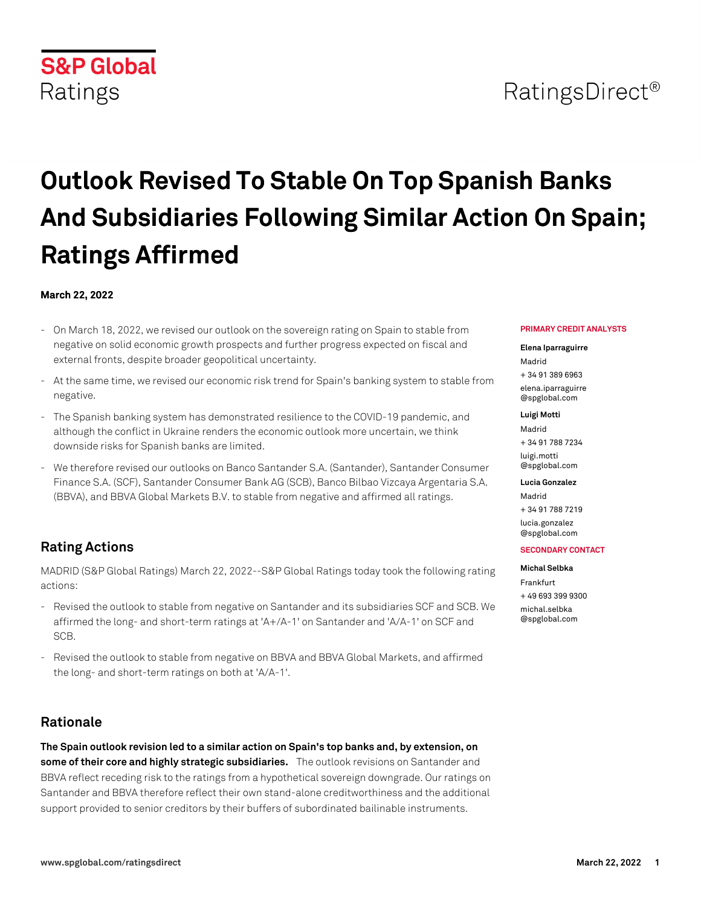S&P Global Ratings

RatingsDirect®

# Outlook Revised To Stable On Top Spanish Banks And Subsidiaries Following Similar Action On Spain; Ratings Affirmed

**March 22, 2022**

- On March 18, 2022, we revised our outlook on the sovereign rating on Spain to stable from negative on solid economic growth prospects and further progress expected on fiscal and external fronts, despite broader geopolitical uncertainty.
- At the same time, we revised our economic risk trend for Spain's banking system to stable from negative.
- The Spanish banking system has demonstrated resilience to the COVID-19 pandemic, and although the conflict in Ukraine renders the economic outlook more uncertain, we think downside risks for Spanish banks are limited.
- We therefore revised our outlooks on Banco Santander S.A. (Santander), Santander Consumer Finance S.A. (SCF), Santander Consumer Bank AG (SCB), Banco Bilbao Vizcaya Argentaria S.A. (BBVA), and BBVA Global Markets B.V. to stable from negative and affirmed all ratings.

**PRIMARY CREDIT ANALYSTS**

**Elena Iparraguirre**
Madrid
+ 34 91 389 6963
elena.iparraguirre@spglobal.com

**Luigi Motti**
Madrid
+ 34 91 788 7234
luigi.motti@spglobal.com

**Lucia Gonzalez**
Madrid
+ 34 91 788 7219
lucia.gonzalez@spglobal.com

**SECONDARY CONTACT**

**Michal Selbka**
Frankfurt
+ 49 693 399 9300
michal.selbka@spglobal.com

## Rating Actions

MADRID (S&P Global Ratings) March 22, 2022--S&P Global Ratings today took the following rating actions:

- Revised the outlook to stable from negative on Santander and its subsidiaries SCF and SCB. We affirmed the long- and short-term ratings at 'A+/A-1' on Santander and 'A/A-1' on SCF and SCB.
- Revised the outlook to stable from negative on BBVA and BBVA Global Markets, and affirmed the long- and short-term ratings on both at 'A/A-1'.

## Rationale

**The Spain outlook revision led to a similar action on Spain's top banks and, by extension, on some of their core and highly strategic subsidiaries.** The outlook revisions on Santander and BBVA reflect receding risk to the ratings from a hypothetical sovereign downgrade. Our ratings on Santander and BBVA therefore reflect their own stand-alone creditworthiness and the additional support provided to senior creditors by their buffers of subordinated bailinable instruments.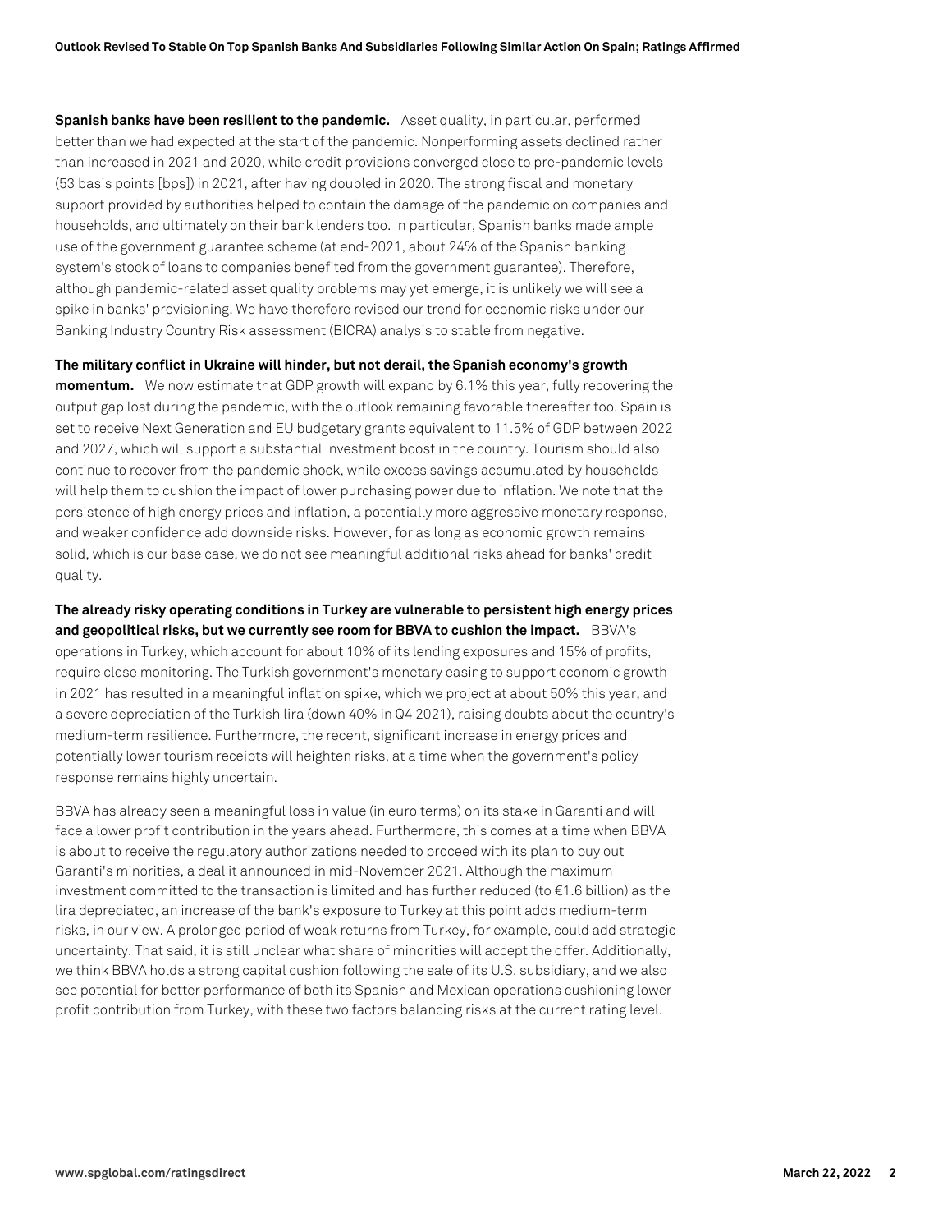**Spanish banks have been resilient to the pandemic.** Asset quality, in particular, performed better than we had expected at the start of the pandemic. Nonperforming assets declined rather than increased in 2021 and 2020, while credit provisions converged close to pre-pandemic levels (53 basis points [bps]) in 2021, after having doubled in 2020. The strong fiscal and monetary support provided by authorities helped to contain the damage of the pandemic on companies and households, and ultimately on their bank lenders too. In particular, Spanish banks made ample use of the government guarantee scheme (at end-2021, about 24% of the Spanish banking system's stock of loans to companies benefited from the government guarantee). Therefore, although pandemic-related asset quality problems may yet emerge, it is unlikely we will see a spike in banks' provisioning. We have therefore revised our trend for economic risks under our Banking Industry Country Risk assessment (BICRA) analysis to stable from negative.

**The military conflict in Ukraine will hinder, but not derail, the Spanish economy's growth momentum.** We now estimate that GDP growth will expand by 6.1% this year, fully recovering the output gap lost during the pandemic, with the outlook remaining favorable thereafter too. Spain is set to receive Next Generation and EU budgetary grants equivalent to 11.5% of GDP between 2022 and 2027, which will support a substantial investment boost in the country. Tourism should also continue to recover from the pandemic shock, while excess savings accumulated by households will help them to cushion the impact of lower purchasing power due to inflation. We note that the persistence of high energy prices and inflation, a potentially more aggressive monetary response, and weaker confidence add downside risks. However, for as long as economic growth remains solid, which is our base case, we do not see meaningful additional risks ahead for banks' credit quality.

**The already risky operating conditions in Turkey are vulnerable to persistent high energy prices and geopolitical risks, but we currently see room for BBVA to cushion the impact.** BBVA's operations in Turkey, which account for about 10% of its lending exposures and 15% of profits, require close monitoring. The Turkish government's monetary easing to support economic growth in 2021 has resulted in a meaningful inflation spike, which we project at about 50% this year, and a severe depreciation of the Turkish lira (down 40% in Q4 2021), raising doubts about the country's medium-term resilience. Furthermore, the recent, significant increase in energy prices and potentially lower tourism receipts will heighten risks, at a time when the government's policy response remains highly uncertain.

BBVA has already seen a meaningful loss in value (in euro terms) on its stake in Garanti and will face a lower profit contribution in the years ahead. Furthermore, this comes at a time when BBVA is about to receive the regulatory authorizations needed to proceed with its plan to buy out Garanti's minorities, a deal it announced in mid-November 2021. Although the maximum investment committed to the transaction is limited and has further reduced (to €1.6 billion) as the lira depreciated, an increase of the bank's exposure to Turkey at this point adds medium-term risks, in our view. A prolonged period of weak returns from Turkey, for example, could add strategic uncertainty. That said, it is still unclear what share of minorities will accept the offer. Additionally, we think BBVA holds a strong capital cushion following the sale of its U.S. subsidiary, and we also see potential for better performance of both its Spanish and Mexican operations cushioning lower profit contribution from Turkey, with these two factors balancing risks at the current rating level.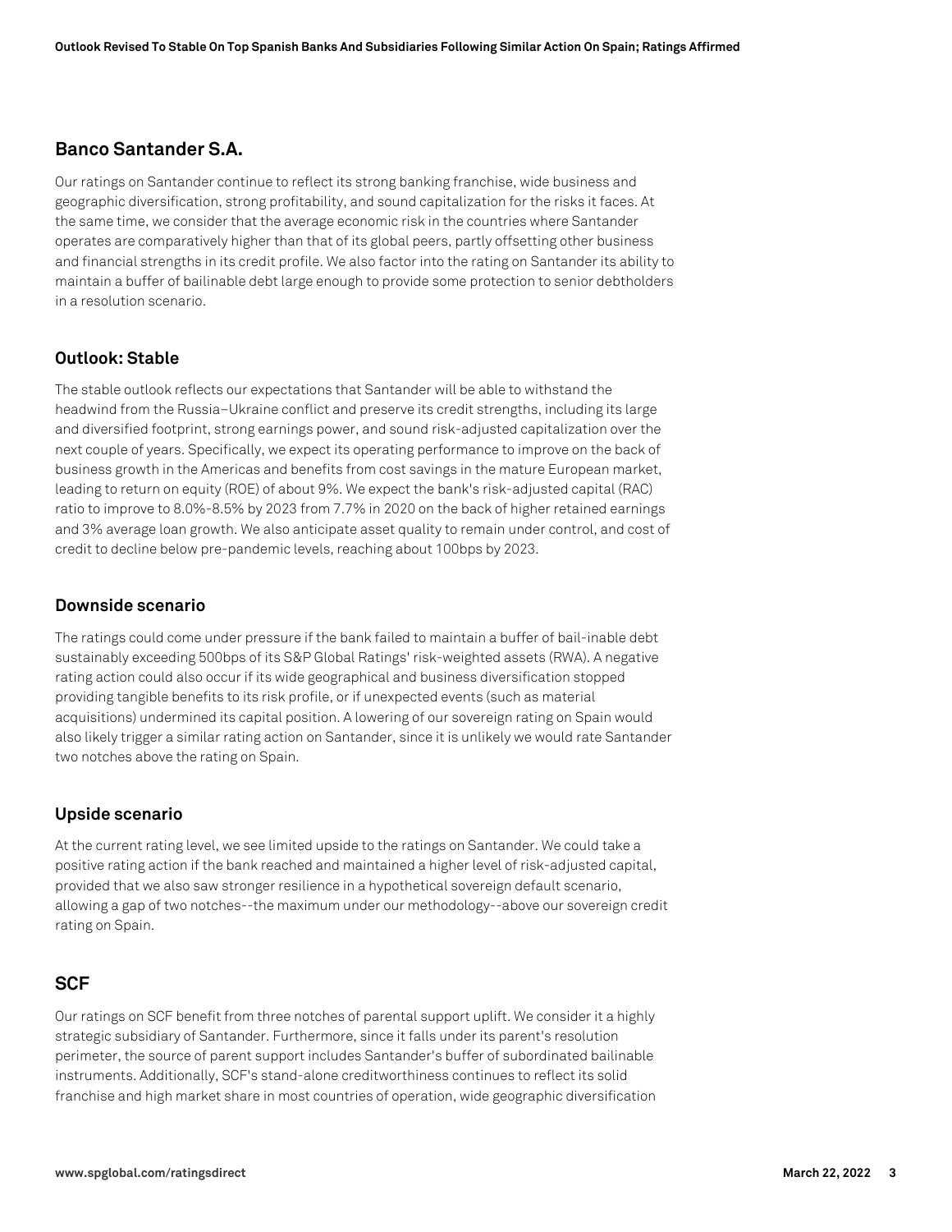## Banco Santander S.A.

Our ratings on Santander continue to reflect its strong banking franchise, wide business and geographic diversification, strong profitability, and sound capitalization for the risks it faces. At the same time, we consider that the average economic risk in the countries where Santander operates are comparatively higher than that of its global peers, partly offsetting other business and financial strengths in its credit profile. We also factor into the rating on Santander its ability to maintain a buffer of bailinable debt large enough to provide some protection to senior debtholders in a resolution scenario.

### Outlook: Stable

The stable outlook reflects our expectations that Santander will be able to withstand the headwind from the Russia–Ukraine conflict and preserve its credit strengths, including its large and diversified footprint, strong earnings power, and sound risk-adjusted capitalization over the next couple of years. Specifically, we expect its operating performance to improve on the back of business growth in the Americas and benefits from cost savings in the mature European market, leading to return on equity (ROE) of about 9%. We expect the bank's risk-adjusted capital (RAC) ratio to improve to 8.0%-8.5% by 2023 from 7.7% in 2020 on the back of higher retained earnings and 3% average loan growth. We also anticipate asset quality to remain under control, and cost of credit to decline below pre-pandemic levels, reaching about 100bps by 2023.

### Downside scenario

The ratings could come under pressure if the bank failed to maintain a buffer of bail-inable debt sustainably exceeding 500bps of its S&P Global Ratings' risk-weighted assets (RWA). A negative rating action could also occur if its wide geographical and business diversification stopped providing tangible benefits to its risk profile, or if unexpected events (such as material acquisitions) undermined its capital position. A lowering of our sovereign rating on Spain would also likely trigger a similar rating action on Santander, since it is unlikely we would rate Santander two notches above the rating on Spain.

### Upside scenario

At the current rating level, we see limited upside to the ratings on Santander. We could take a positive rating action if the bank reached and maintained a higher level of risk-adjusted capital, provided that we also saw stronger resilience in a hypothetical sovereign default scenario, allowing a gap of two notches--the maximum under our methodology--above our sovereign credit rating on Spain.

## SCF

Our ratings on SCF benefit from three notches of parental support uplift. We consider it a highly strategic subsidiary of Santander. Furthermore, since it falls under its parent's resolution perimeter, the source of parent support includes Santander's buffer of subordinated bailinable instruments. Additionally, SCF's stand-alone creditworthiness continues to reflect its solid franchise and high market share in most countries of operation, wide geographic diversification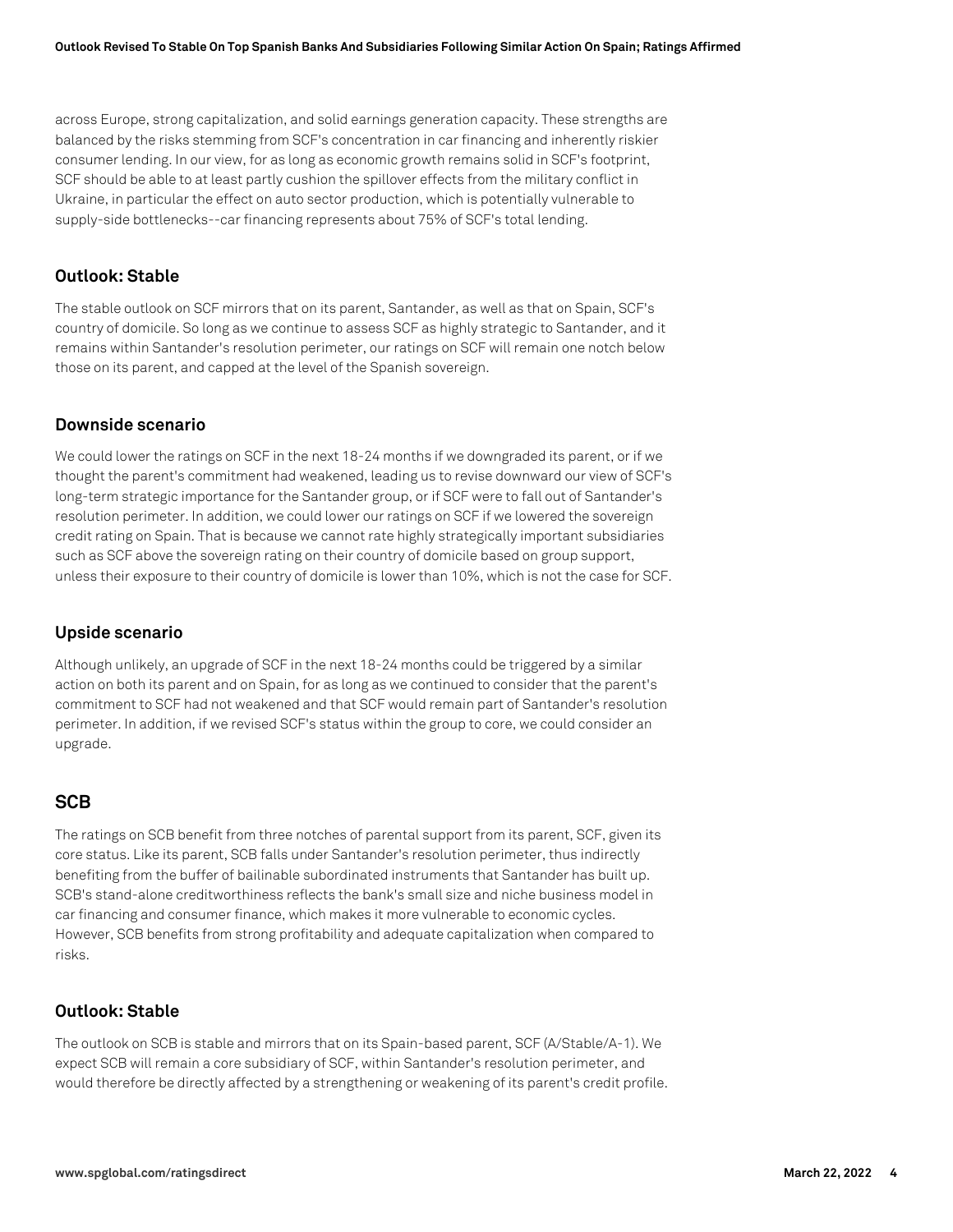across Europe, strong capitalization, and solid earnings generation capacity. These strengths are balanced by the risks stemming from SCF's concentration in car financing and inherently riskier consumer lending. In our view, for as long as economic growth remains solid in SCF's footprint, SCF should be able to at least partly cushion the spillover effects from the military conflict in Ukraine, in particular the effect on auto sector production, which is potentially vulnerable to supply-side bottlenecks--car financing represents about 75% of SCF's total lending.

### Outlook: Stable

The stable outlook on SCF mirrors that on its parent, Santander, as well as that on Spain, SCF's country of domicile. So long as we continue to assess SCF as highly strategic to Santander, and it remains within Santander's resolution perimeter, our ratings on SCF will remain one notch below those on its parent, and capped at the level of the Spanish sovereign.

### Downside scenario

We could lower the ratings on SCF in the next 18-24 months if we downgraded its parent, or if we thought the parent's commitment had weakened, leading us to revise downward our view of SCF's long-term strategic importance for the Santander group, or if SCF were to fall out of Santander's resolution perimeter. In addition, we could lower our ratings on SCF if we lowered the sovereign credit rating on Spain. That is because we cannot rate highly strategically important subsidiaries such as SCF above the sovereign rating on their country of domicile based on group support, unless their exposure to their country of domicile is lower than 10%, which is not the case for SCF.

### Upside scenario

Although unlikely, an upgrade of SCF in the next 18-24 months could be triggered by a similar action on both its parent and on Spain, for as long as we continued to consider that the parent's commitment to SCF had not weakened and that SCF would remain part of Santander's resolution perimeter. In addition, if we revised SCF's status within the group to core, we could consider an upgrade.

## SCB

The ratings on SCB benefit from three notches of parental support from its parent, SCF, given its core status. Like its parent, SCB falls under Santander's resolution perimeter, thus indirectly benefiting from the buffer of bailinable subordinated instruments that Santander has built up. SCB's stand-alone creditworthiness reflects the bank's small size and niche business model in car financing and consumer finance, which makes it more vulnerable to economic cycles. However, SCB benefits from strong profitability and adequate capitalization when compared to risks.

### Outlook: Stable

The outlook on SCB is stable and mirrors that on its Spain-based parent, SCF (A/Stable/A-1). We expect SCB will remain a core subsidiary of SCF, within Santander's resolution perimeter, and would therefore be directly affected by a strengthening or weakening of its parent's credit profile.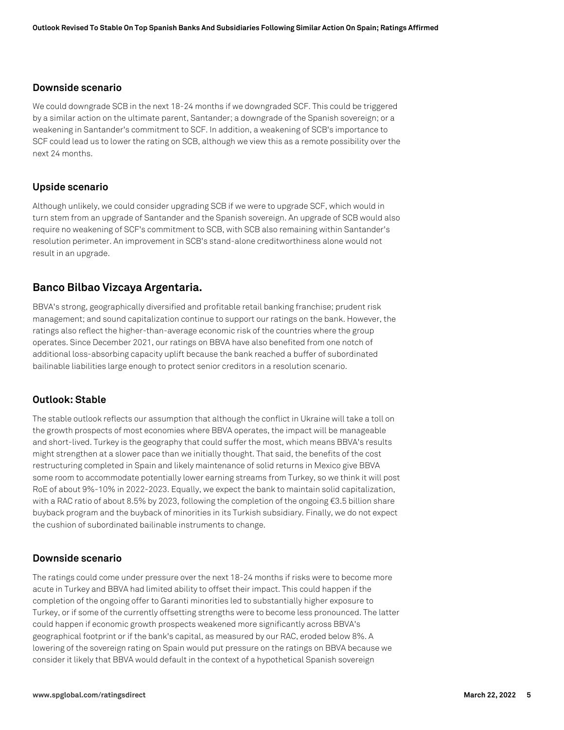### Downside scenario

We could downgrade SCB in the next 18-24 months if we downgraded SCF. This could be triggered by a similar action on the ultimate parent, Santander; a downgrade of the Spanish sovereign; or a weakening in Santander's commitment to SCF. In addition, a weakening of SCB's importance to SCF could lead us to lower the rating on SCB, although we view this as a remote possibility over the next 24 months.

### Upside scenario

Although unlikely, we could consider upgrading SCB if we were to upgrade SCF, which would in turn stem from an upgrade of Santander and the Spanish sovereign. An upgrade of SCB would also require no weakening of SCF's commitment to SCB, with SCB also remaining within Santander's resolution perimeter. An improvement in SCB's stand-alone creditworthiness alone would not result in an upgrade.

## Banco Bilbao Vizcaya Argentaria.

BBVA's strong, geographically diversified and profitable retail banking franchise; prudent risk management; and sound capitalization continue to support our ratings on the bank. However, the ratings also reflect the higher-than-average economic risk of the countries where the group operates. Since December 2021, our ratings on BBVA have also benefited from one notch of additional loss-absorbing capacity uplift because the bank reached a buffer of subordinated bailinable liabilities large enough to protect senior creditors in a resolution scenario.

### Outlook: Stable

The stable outlook reflects our assumption that although the conflict in Ukraine will take a toll on the growth prospects of most economies where BBVA operates, the impact will be manageable and short-lived. Turkey is the geography that could suffer the most, which means BBVA's results might strengthen at a slower pace than we initially thought. That said, the benefits of the cost restructuring completed in Spain and likely maintenance of solid returns in Mexico give BBVA some room to accommodate potentially lower earning streams from Turkey, so we think it will post RoE of about 9%-10% in 2022-2023. Equally, we expect the bank to maintain solid capitalization, with a RAC ratio of about 8.5% by 2023, following the completion of the ongoing €3.5 billion share buyback program and the buyback of minorities in its Turkish subsidiary. Finally, we do not expect the cushion of subordinated bailinable instruments to change.

### Downside scenario

The ratings could come under pressure over the next 18-24 months if risks were to become more acute in Turkey and BBVA had limited ability to offset their impact. This could happen if the completion of the ongoing offer to Garanti minorities led to substantially higher exposure to Turkey, or if some of the currently offsetting strengths were to become less pronounced. The latter could happen if economic growth prospects weakened more significantly across BBVA's geographical footprint or if the bank's capital, as measured by our RAC, eroded below 8%. A lowering of the sovereign rating on Spain would put pressure on the ratings on BBVA because we consider it likely that BBVA would default in the context of a hypothetical Spanish sovereign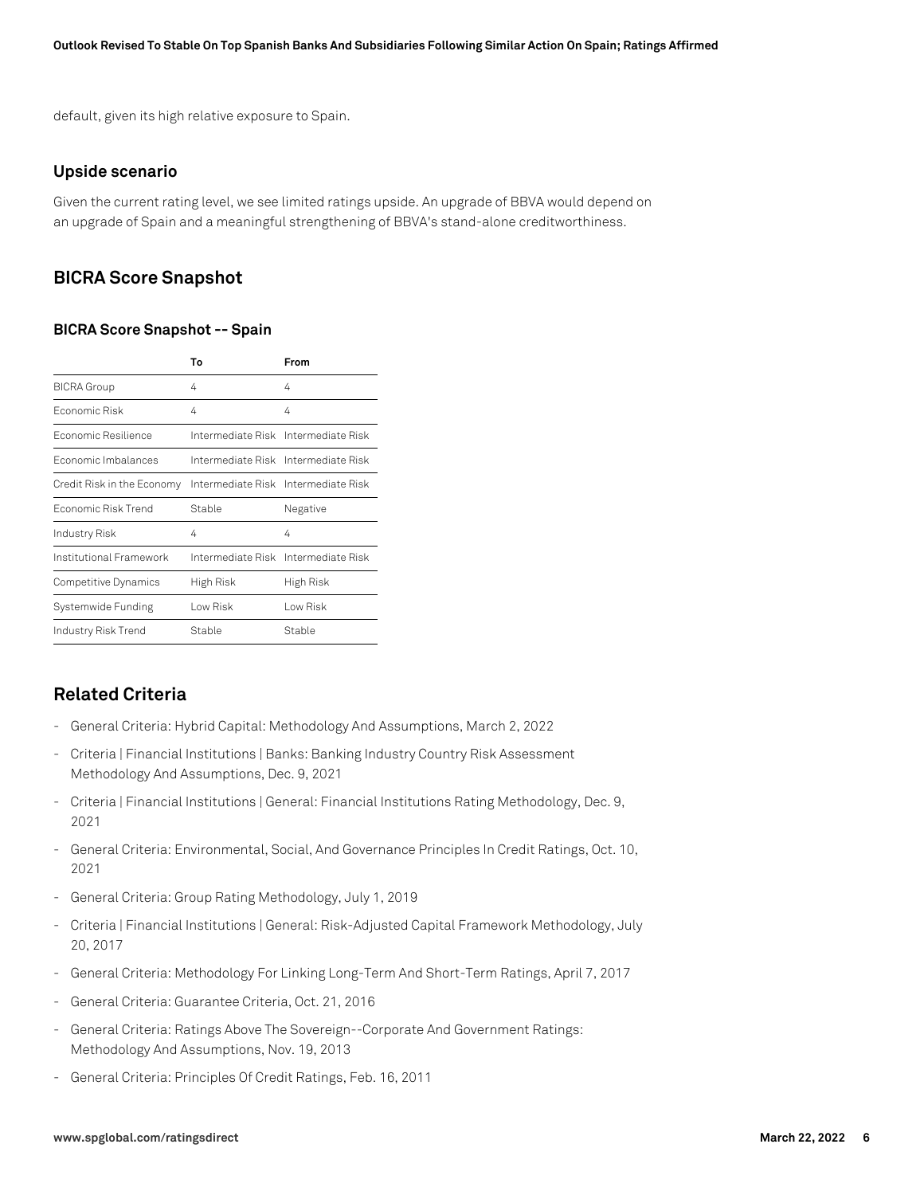default, given its high relative exposure to Spain.

### Upside scenario

Given the current rating level, we see limited ratings upside. An upgrade of BBVA would depend on an upgrade of Spain and a meaningful strengthening of BBVA's stand-alone creditworthiness.

## BICRA Score Snapshot

#### BICRA Score Snapshot -- Spain

| | To | From |
|---|---|---|
| BICRA Group | 4 | 4 |
| Economic Risk | 4 | 4 |
| Economic Resilience | Intermediate Risk | Intermediate Risk |
| Economic Imbalances | Intermediate Risk | Intermediate Risk |
| Credit Risk in the Economy | Intermediate Risk | Intermediate Risk |
| Economic Risk Trend | Stable | Negative |
| Industry Risk | 4 | 4 |
| Institutional Framework | Intermediate Risk | Intermediate Risk |
| Competitive Dynamics | High Risk | High Risk |
| Systemwide Funding | Low Risk | Low Risk |
| Industry Risk Trend | Stable | Stable |

## Related Criteria

- General Criteria: Hybrid Capital: Methodology And Assumptions, March 2, 2022
- Criteria | Financial Institutions | Banks: Banking Industry Country Risk Assessment Methodology And Assumptions, Dec. 9, 2021
- Criteria | Financial Institutions | General: Financial Institutions Rating Methodology, Dec. 9, 2021
- General Criteria: Environmental, Social, And Governance Principles In Credit Ratings, Oct. 10, 2021
- General Criteria: Group Rating Methodology, July 1, 2019
- Criteria | Financial Institutions | General: Risk-Adjusted Capital Framework Methodology, July 20, 2017
- General Criteria: Methodology For Linking Long-Term And Short-Term Ratings, April 7, 2017
- General Criteria: Guarantee Criteria, Oct. 21, 2016
- General Criteria: Ratings Above The Sovereign--Corporate And Government Ratings: Methodology And Assumptions, Nov. 19, 2013
- General Criteria: Principles Of Credit Ratings, Feb. 16, 2011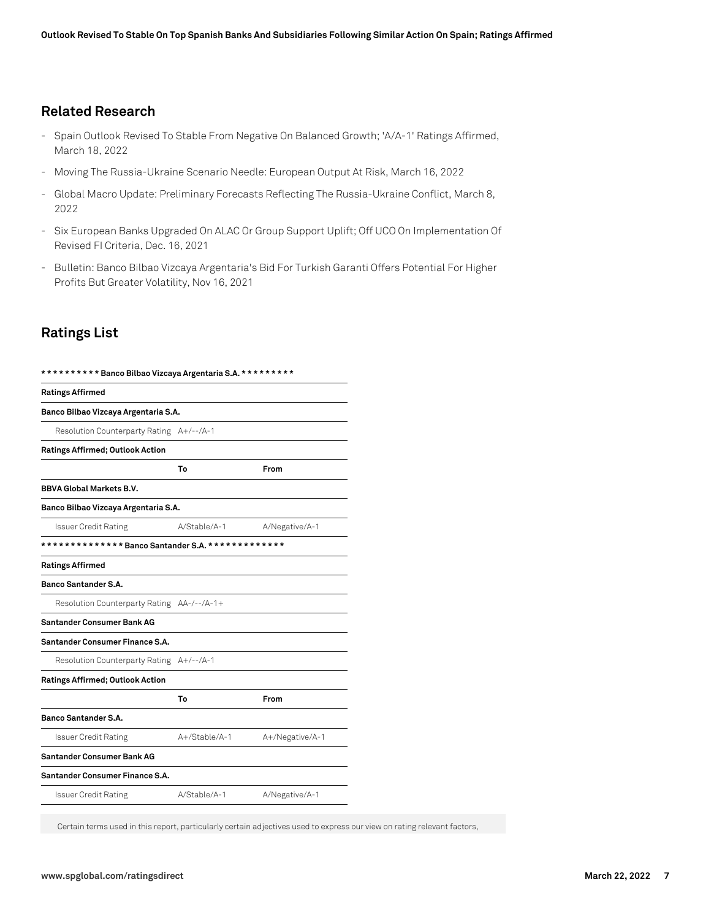## Related Research

- Spain Outlook Revised To Stable From Negative On Balanced Growth; 'A/A-1' Ratings Affirmed, March 18, 2022
- Moving The Russia-Ukraine Scenario Needle: European Output At Risk, March 16, 2022
- Global Macro Update: Preliminary Forecasts Reflecting The Russia-Ukraine Conflict, March 8, 2022
- Six European Banks Upgraded On ALAC Or Group Support Uplift; Off UCO On Implementation Of Revised FI Criteria, Dec. 16, 2021
- Bulletin: Banco Bilbao Vizcaya Argentaria's Bid For Turkish Garanti Offers Potential For Higher Profits But Greater Volatility, Nov 16, 2021

## Ratings List

| ********** Banco Bilbao Vizcaya Argentaria S.A. ********* | | |
|---|---|---|
| **Ratings Affirmed** | | |
| **Banco Bilbao Vizcaya Argentaria S.A.** | | |
| Resolution Counterparty Rating | A+/--/A-1 | |
| **Ratings Affirmed; Outlook Action** | | |
| | **To** | **From** |
| **BBVA Global Markets B.V.** | | |
| **Banco Bilbao Vizcaya Argentaria S.A.** | | |
| Issuer Credit Rating | A/Stable/A-1 | A/Negative/A-1 |
| ************** Banco Santander S.A. ************* | | |
| **Ratings Affirmed** | | |
| **Banco Santander S.A.** | | |
| Resolution Counterparty Rating | AA-/--/A-1+ | |
| **Santander Consumer Bank AG** | | |
| **Santander Consumer Finance S.A.** | | |
| Resolution Counterparty Rating | A+/--/A-1 | |
| **Ratings Affirmed; Outlook Action** | | |
| | **To** | **From** |
| **Banco Santander S.A.** | | |
| Issuer Credit Rating | A+/Stable/A-1 | A+/Negative/A-1 |
| **Santander Consumer Bank AG** | | |
| **Santander Consumer Finance S.A.** | | |
| Issuer Credit Rating | A/Stable/A-1 | A/Negative/A-1 |

Certain terms used in this report, particularly certain adjectives used to express our view on rating relevant factors,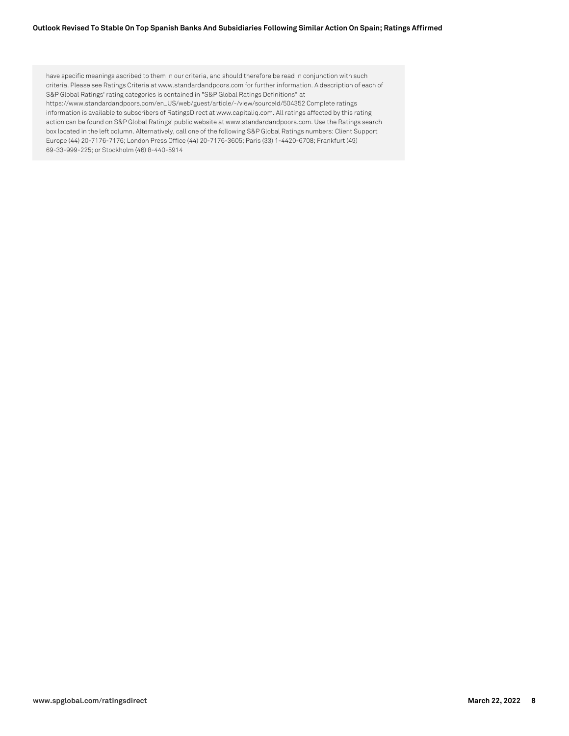have specific meanings ascribed to them in our criteria, and should therefore be read in conjunction with such criteria. Please see Ratings Criteria at www.standardandpoors.com for further information. A description of each of S&P Global Ratings' rating categories is contained in "S&P Global Ratings Definitions" at https://www.standardandpoors.com/en_US/web/guest/article/-/view/sourceId/504352 Complete ratings information is available to subscribers of RatingsDirect at www.capitaliq.com. All ratings affected by this rating action can be found on S&P Global Ratings' public website at www.standardandpoors.com. Use the Ratings search box located in the left column. Alternatively, call one of the following S&P Global Ratings numbers: Client Support Europe (44) 20-7176-7176; London Press Office (44) 20-7176-3605; Paris (33) 1-4420-6708; Frankfurt (49) 69-33-999-225; or Stockholm (46) 8-440-5914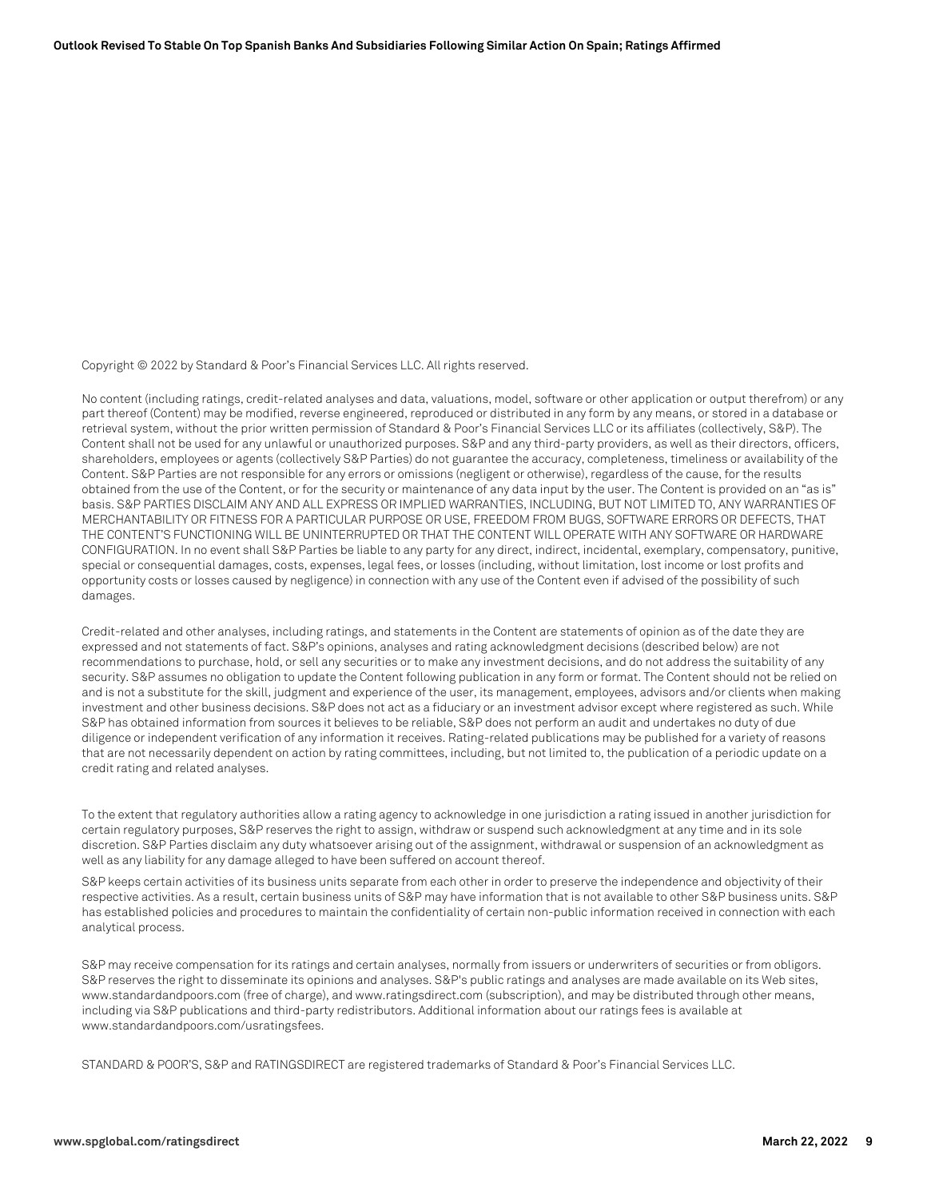Copyright © 2022 by Standard & Poor's Financial Services LLC. All rights reserved.

No content (including ratings, credit-related analyses and data, valuations, model, software or other application or output therefrom) or any part thereof (Content) may be modified, reverse engineered, reproduced or distributed in any form by any means, or stored in a database or retrieval system, without the prior written permission of Standard & Poor's Financial Services LLC or its affiliates (collectively, S&P). The Content shall not be used for any unlawful or unauthorized purposes. S&P and any third-party providers, as well as their directors, officers, shareholders, employees or agents (collectively S&P Parties) do not guarantee the accuracy, completeness, timeliness or availability of the Content. S&P Parties are not responsible for any errors or omissions (negligent or otherwise), regardless of the cause, for the results obtained from the use of the Content, or for the security or maintenance of any data input by the user. The Content is provided on an "as is" basis. S&P PARTIES DISCLAIM ANY AND ALL EXPRESS OR IMPLIED WARRANTIES, INCLUDING, BUT NOT LIMITED TO, ANY WARRANTIES OF MERCHANTABILITY OR FITNESS FOR A PARTICULAR PURPOSE OR USE, FREEDOM FROM BUGS, SOFTWARE ERRORS OR DEFECTS, THAT THE CONTENT'S FUNCTIONING WILL BE UNINTERRUPTED OR THAT THE CONTENT WILL OPERATE WITH ANY SOFTWARE OR HARDWARE CONFIGURATION. In no event shall S&P Parties be liable to any party for any direct, indirect, incidental, exemplary, compensatory, punitive, special or consequential damages, costs, expenses, legal fees, or losses (including, without limitation, lost income or lost profits and opportunity costs or losses caused by negligence) in connection with any use of the Content even if advised of the possibility of such damages.

Credit-related and other analyses, including ratings, and statements in the Content are statements of opinion as of the date they are expressed and not statements of fact. S&P's opinions, analyses and rating acknowledgment decisions (described below) are not recommendations to purchase, hold, or sell any securities or to make any investment decisions, and do not address the suitability of any security. S&P assumes no obligation to update the Content following publication in any form or format. The Content should not be relied on and is not a substitute for the skill, judgment and experience of the user, its management, employees, advisors and/or clients when making investment and other business decisions. S&P does not act as a fiduciary or an investment advisor except where registered as such. While S&P has obtained information from sources it believes to be reliable, S&P does not perform an audit and undertakes no duty of due diligence or independent verification of any information it receives. Rating-related publications may be published for a variety of reasons that are not necessarily dependent on action by rating committees, including, but not limited to, the publication of a periodic update on a credit rating and related analyses.

To the extent that regulatory authorities allow a rating agency to acknowledge in one jurisdiction a rating issued in another jurisdiction for certain regulatory purposes, S&P reserves the right to assign, withdraw or suspend such acknowledgment at any time and in its sole discretion. S&P Parties disclaim any duty whatsoever arising out of the assignment, withdrawal or suspension of an acknowledgment as well as any liability for any damage alleged to have been suffered on account thereof.

S&P keeps certain activities of its business units separate from each other in order to preserve the independence and objectivity of their respective activities. As a result, certain business units of S&P may have information that is not available to other S&P business units. S&P has established policies and procedures to maintain the confidentiality of certain non-public information received in connection with each analytical process.

S&P may receive compensation for its ratings and certain analyses, normally from issuers or underwriters of securities or from obligors. S&P reserves the right to disseminate its opinions and analyses. S&P's public ratings and analyses are made available on its Web sites, www.standardandpoors.com (free of charge), and www.ratingsdirect.com (subscription), and may be distributed through other means, including via S&P publications and third-party redistributors. Additional information about our ratings fees is available at www.standardandpoors.com/usratingsfees.

STANDARD & POOR'S, S&P and RATINGSDIRECT are registered trademarks of Standard & Poor's Financial Services LLC.